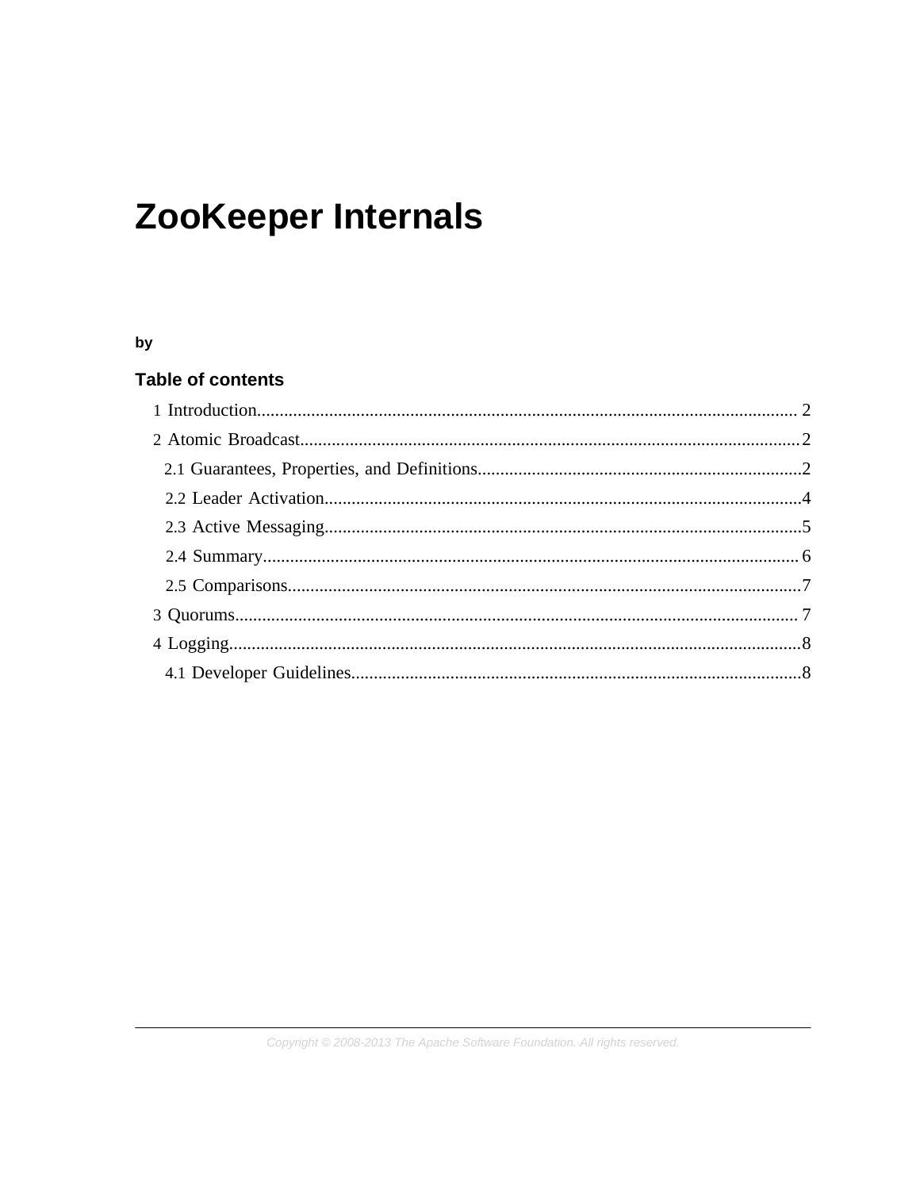# ZooKeeper Internals

**by**

## Table of contents

- 1 Introduction....................................................................................................................... 2
- 2 Atomic Broadcast..............................................................................................................2
  - 2.1 Guarantees, Properties, and Definitions........................................................................2
  - 2.2 Leader Activation.........................................................................................................4
  - 2.3 Active Messaging.........................................................................................................5
  - 2.4 Summary...................................................................................................................... 6
  - 2.5 Comparisons.................................................................................................................7
- 3 Quorums............................................................................................................................ 7
- 4 Logging..............................................................................................................................8
  - 4.1 Developer Guidelines...................................................................................................8

Copyright © 2008-2013 The Apache Software Foundation. All rights reserved.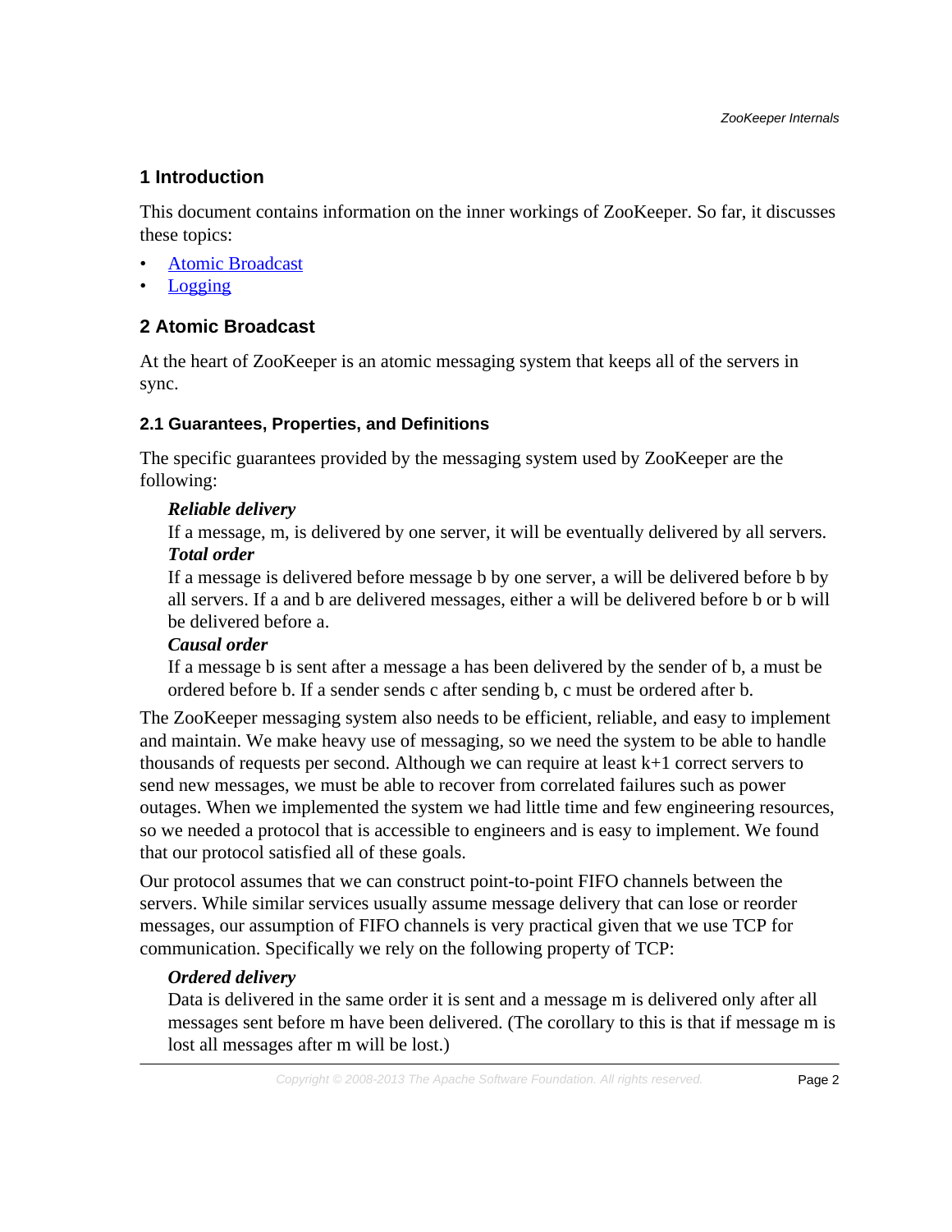## 1 Introduction

This document contains information on the inner workings of ZooKeeper. So far, it discusses these topics:

- Atomic Broadcast
- Logging

## 2 Atomic Broadcast

At the heart of ZooKeeper is an atomic messaging system that keeps all of the servers in sync.

### 2.1 Guarantees, Properties, and Definitions

The specific guarantees provided by the messaging system used by ZooKeeper are the following:

***Reliable delivery***
If a message, m, is delivered by one server, it will be eventually delivered by all servers.

***Total order***
If a message is delivered before message b by one server, a will be delivered before b by all servers. If a and b are delivered messages, either a will be delivered before b or b will be delivered before a.

***Causal order***
If a message b is sent after a message a has been delivered by the sender of b, a must be ordered before b. If a sender sends c after sending b, c must be ordered after b.

The ZooKeeper messaging system also needs to be efficient, reliable, and easy to implement and maintain. We make heavy use of messaging, so we need the system to be able to handle thousands of requests per second. Although we can require at least k+1 correct servers to send new messages, we must be able to recover from correlated failures such as power outages. When we implemented the system we had little time and few engineering resources, so we needed a protocol that is accessible to engineers and is easy to implement. We found that our protocol satisfied all of these goals.

Our protocol assumes that we can construct point-to-point FIFO channels between the servers. While similar services usually assume message delivery that can lose or reorder messages, our assumption of FIFO channels is very practical given that we use TCP for communication. Specifically we rely on the following property of TCP:

***Ordered delivery***
Data is delivered in the same order it is sent and a message m is delivered only after all messages sent before m have been delivered. (The corollary to this is that if message m is lost all messages after m will be lost.)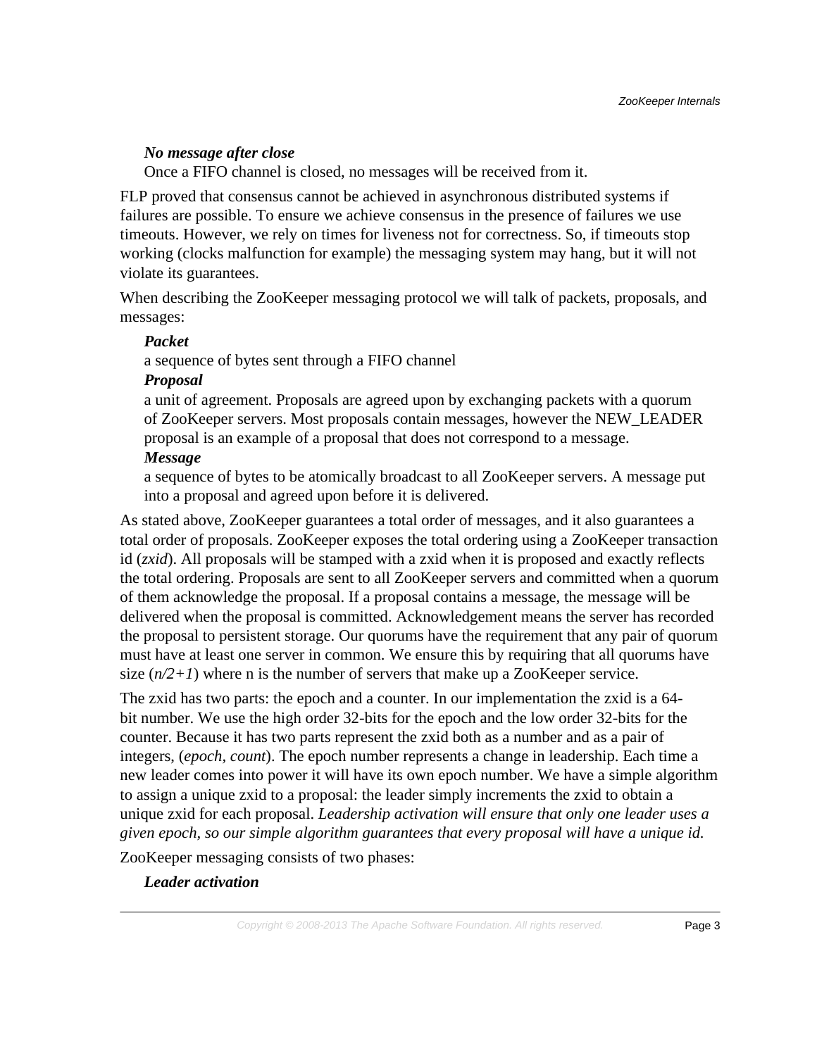***No message after close***
Once a FIFO channel is closed, no messages will be received from it.

FLP proved that consensus cannot be achieved in asynchronous distributed systems if failures are possible. To ensure we achieve consensus in the presence of failures we use timeouts. However, we rely on times for liveness not for correctness. So, if timeouts stop working (clocks malfunction for example) the messaging system may hang, but it will not violate its guarantees.

When describing the ZooKeeper messaging protocol we will talk of packets, proposals, and messages:

***Packet***
a sequence of bytes sent through a FIFO channel

***Proposal***
a unit of agreement. Proposals are agreed upon by exchanging packets with a quorum of ZooKeeper servers. Most proposals contain messages, however the NEW_LEADER proposal is an example of a proposal that does not correspond to a message.

***Message***
a sequence of bytes to be atomically broadcast to all ZooKeeper servers. A message put into a proposal and agreed upon before it is delivered.

As stated above, ZooKeeper guarantees a total order of messages, and it also guarantees a total order of proposals. ZooKeeper exposes the total ordering using a ZooKeeper transaction id (*zxid*). All proposals will be stamped with a zxid when it is proposed and exactly reflects the total ordering. Proposals are sent to all ZooKeeper servers and committed when a quorum of them acknowledge the proposal. If a proposal contains a message, the message will be delivered when the proposal is committed. Acknowledgement means the server has recorded the proposal to persistent storage. Our quorums have the requirement that any pair of quorum must have at least one server in common. We ensure this by requiring that all quorums have size (*n/2+1*) where n is the number of servers that make up a ZooKeeper service.

The zxid has two parts: the epoch and a counter. In our implementation the zxid is a 64-bit number. We use the high order 32-bits for the epoch and the low order 32-bits for the counter. Because it has two parts represent the zxid both as a number and as a pair of integers, (*epoch, count*). The epoch number represents a change in leadership. Each time a new leader comes into power it will have its own epoch number. We have a simple algorithm to assign a unique zxid to a proposal: the leader simply increments the zxid to obtain a unique zxid for each proposal. *Leadership activation will ensure that only one leader uses a given epoch, so our simple algorithm guarantees that every proposal will have a unique id.*

ZooKeeper messaging consists of two phases:

***Leader activation***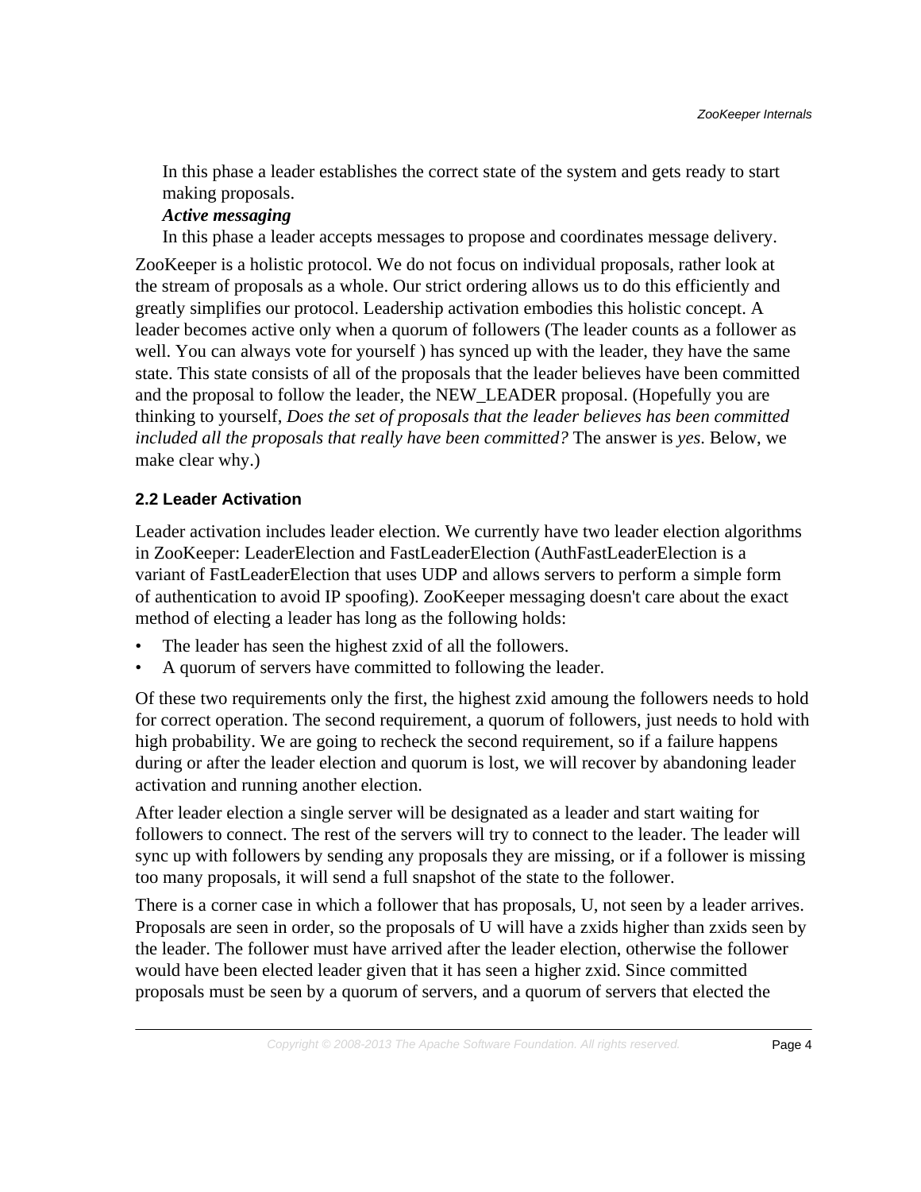In this phase a leader establishes the correct state of the system and gets ready to start making proposals.

***Active messaging***

In this phase a leader accepts messages to propose and coordinates message delivery.

ZooKeeper is a holistic protocol. We do not focus on individual proposals, rather look at the stream of proposals as a whole. Our strict ordering allows us to do this efficiently and greatly simplifies our protocol. Leadership activation embodies this holistic concept. A leader becomes active only when a quorum of followers (The leader counts as a follower as well. You can always vote for yourself ) has synced up with the leader, they have the same state. This state consists of all of the proposals that the leader believes have been committed and the proposal to follow the leader, the NEW_LEADER proposal. (Hopefully you are thinking to yourself, *Does the set of proposals that the leader believes has been committed included all the proposals that really have been committed?* The answer is *yes*. Below, we make clear why.)

### 2.2 Leader Activation

Leader activation includes leader election. We currently have two leader election algorithms in ZooKeeper: LeaderElection and FastLeaderElection (AuthFastLeaderElection is a variant of FastLeaderElection that uses UDP and allows servers to perform a simple form of authentication to avoid IP spoofing). ZooKeeper messaging doesn't care about the exact method of electing a leader has long as the following holds:

- The leader has seen the highest zxid of all the followers.
- A quorum of servers have committed to following the leader.

Of these two requirements only the first, the highest zxid amoung the followers needs to hold for correct operation. The second requirement, a quorum of followers, just needs to hold with high probability. We are going to recheck the second requirement, so if a failure happens during or after the leader election and quorum is lost, we will recover by abandoning leader activation and running another election.

After leader election a single server will be designated as a leader and start waiting for followers to connect. The rest of the servers will try to connect to the leader. The leader will sync up with followers by sending any proposals they are missing, or if a follower is missing too many proposals, it will send a full snapshot of the state to the follower.

There is a corner case in which a follower that has proposals, U, not seen by a leader arrives. Proposals are seen in order, so the proposals of U will have a zxids higher than zxids seen by the leader. The follower must have arrived after the leader election, otherwise the follower would have been elected leader given that it has seen a higher zxid. Since committed proposals must be seen by a quorum of servers, and a quorum of servers that elected the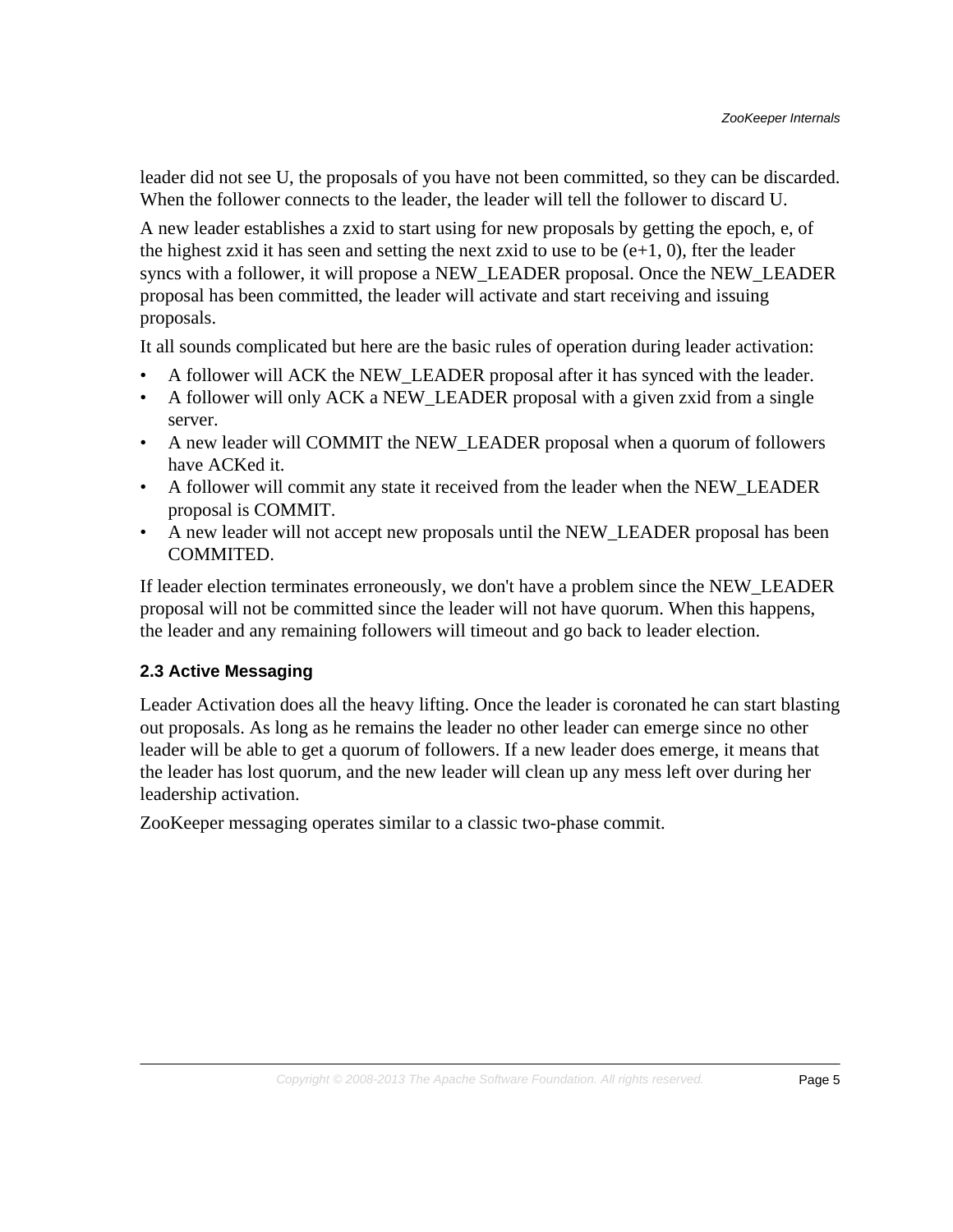leader did not see U, the proposals of you have not been committed, so they can be discarded. When the follower connects to the leader, the leader will tell the follower to discard U.

A new leader establishes a zxid to start using for new proposals by getting the epoch, e, of the highest zxid it has seen and setting the next zxid to use to be (e+1, 0), fter the leader syncs with a follower, it will propose a NEW_LEADER proposal. Once the NEW_LEADER proposal has been committed, the leader will activate and start receiving and issuing proposals.

It all sounds complicated but here are the basic rules of operation during leader activation:

- A follower will ACK the NEW_LEADER proposal after it has synced with the leader.
- A follower will only ACK a NEW_LEADER proposal with a given zxid from a single server.
- A new leader will COMMIT the NEW_LEADER proposal when a quorum of followers have ACKed it.
- A follower will commit any state it received from the leader when the NEW_LEADER proposal is COMMIT.
- A new leader will not accept new proposals until the NEW_LEADER proposal has been COMMITED.

If leader election terminates erroneously, we don't have a problem since the NEW_LEADER proposal will not be committed since the leader will not have quorum. When this happens, the leader and any remaining followers will timeout and go back to leader election.

### 2.3 Active Messaging

Leader Activation does all the heavy lifting. Once the leader is coronated he can start blasting out proposals. As long as he remains the leader no other leader can emerge since no other leader will be able to get a quorum of followers. If a new leader does emerge, it means that the leader has lost quorum, and the new leader will clean up any mess left over during her leadership activation.

ZooKeeper messaging operates similar to a classic two-phase commit.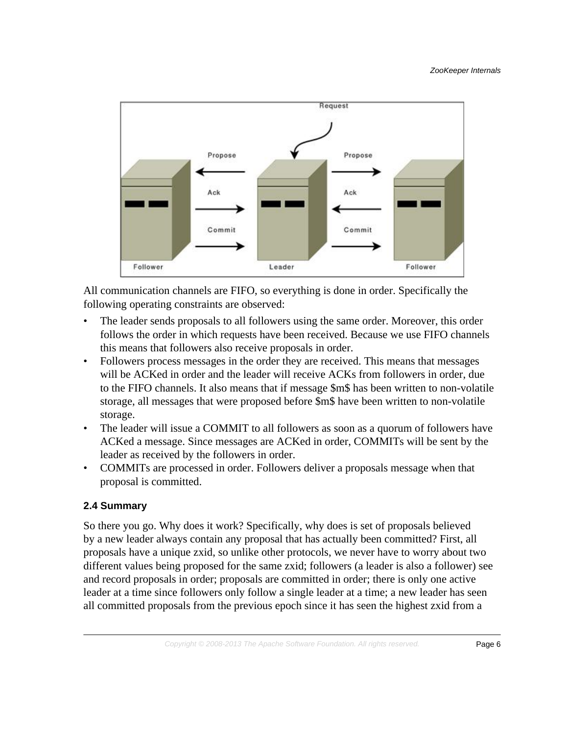All communication channels are FIFO, so everything is done in order. Specifically the following operating constraints are observed:

- The leader sends proposals to all followers using the same order. Moreover, this order follows the order in which requests have been received. Because we use FIFO channels this means that followers also receive proposals in order.
- Followers process messages in the order they are received. This means that messages will be ACKed in order and the leader will receive ACKs from followers in order, due to the FIFO channels. It also means that if message $m$ has been written to non-volatile storage, all messages that were proposed before $m$ have been written to non-volatile storage.
- The leader will issue a COMMIT to all followers as soon as a quorum of followers have ACKed a message. Since messages are ACKed in order, COMMITs will be sent by the leader as received by the followers in order.
- COMMITs are processed in order. Followers deliver a proposals message when that proposal is committed.

### 2.4 Summary

So there you go. Why does it work? Specifically, why does is set of proposals believed by a new leader always contain any proposal that has actually been committed? First, all proposals have a unique zxid, so unlike other protocols, we never have to worry about two different values being proposed for the same zxid; followers (a leader is also a follower) see and record proposals in order; proposals are committed in order; there is only one active leader at a time since followers only follow a single leader at a time; a new leader has seen all committed proposals from the previous epoch since it has seen the highest zxid from a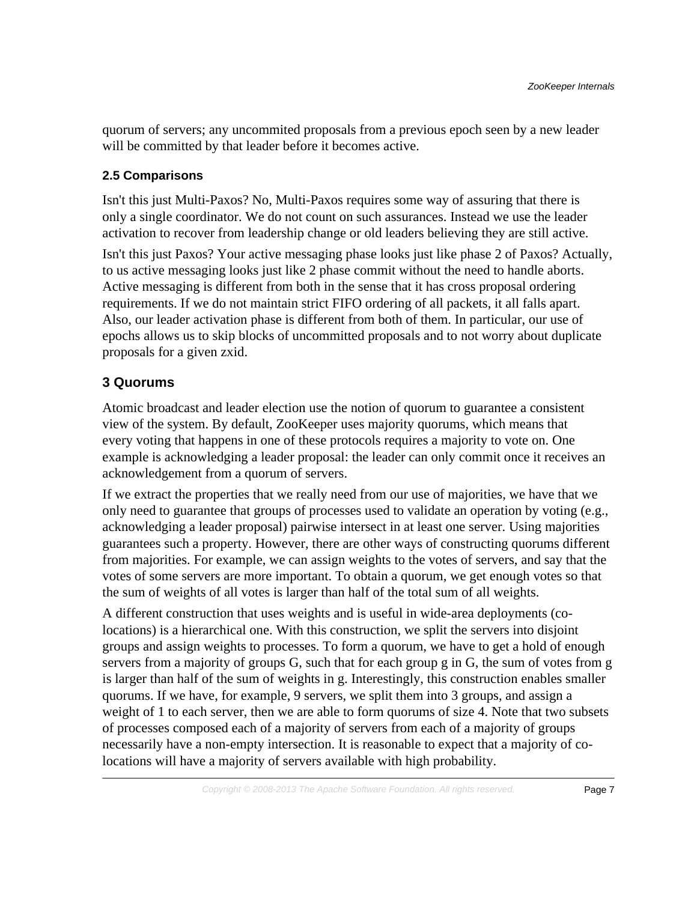quorum of servers; any uncommited proposals from a previous epoch seen by a new leader will be committed by that leader before it becomes active.

### 2.5 Comparisons

Isn't this just Multi-Paxos? No, Multi-Paxos requires some way of assuring that there is only a single coordinator. We do not count on such assurances. Instead we use the leader activation to recover from leadership change or old leaders believing they are still active.

Isn't this just Paxos? Your active messaging phase looks just like phase 2 of Paxos? Actually, to us active messaging looks just like 2 phase commit without the need to handle aborts. Active messaging is different from both in the sense that it has cross proposal ordering requirements. If we do not maintain strict FIFO ordering of all packets, it all falls apart. Also, our leader activation phase is different from both of them. In particular, our use of epochs allows us to skip blocks of uncommitted proposals and to not worry about duplicate proposals for a given zxid.

## 3 Quorums

Atomic broadcast and leader election use the notion of quorum to guarantee a consistent view of the system. By default, ZooKeeper uses majority quorums, which means that every voting that happens in one of these protocols requires a majority to vote on. One example is acknowledging a leader proposal: the leader can only commit once it receives an acknowledgement from a quorum of servers.

If we extract the properties that we really need from our use of majorities, we have that we only need to guarantee that groups of processes used to validate an operation by voting (e.g., acknowledging a leader proposal) pairwise intersect in at least one server. Using majorities guarantees such a property. However, there are other ways of constructing quorums different from majorities. For example, we can assign weights to the votes of servers, and say that the votes of some servers are more important. To obtain a quorum, we get enough votes so that the sum of weights of all votes is larger than half of the total sum of all weights.

A different construction that uses weights and is useful in wide-area deployments (co-locations) is a hierarchical one. With this construction, we split the servers into disjoint groups and assign weights to processes. To form a quorum, we have to get a hold of enough servers from a majority of groups G, such that for each group g in G, the sum of votes from g is larger than half of the sum of weights in g. Interestingly, this construction enables smaller quorums. If we have, for example, 9 servers, we split them into 3 groups, and assign a weight of 1 to each server, then we are able to form quorums of size 4. Note that two subsets of processes composed each of a majority of servers from each of a majority of groups necessarily have a non-empty intersection. It is reasonable to expect that a majority of co-locations will have a majority of servers available with high probability.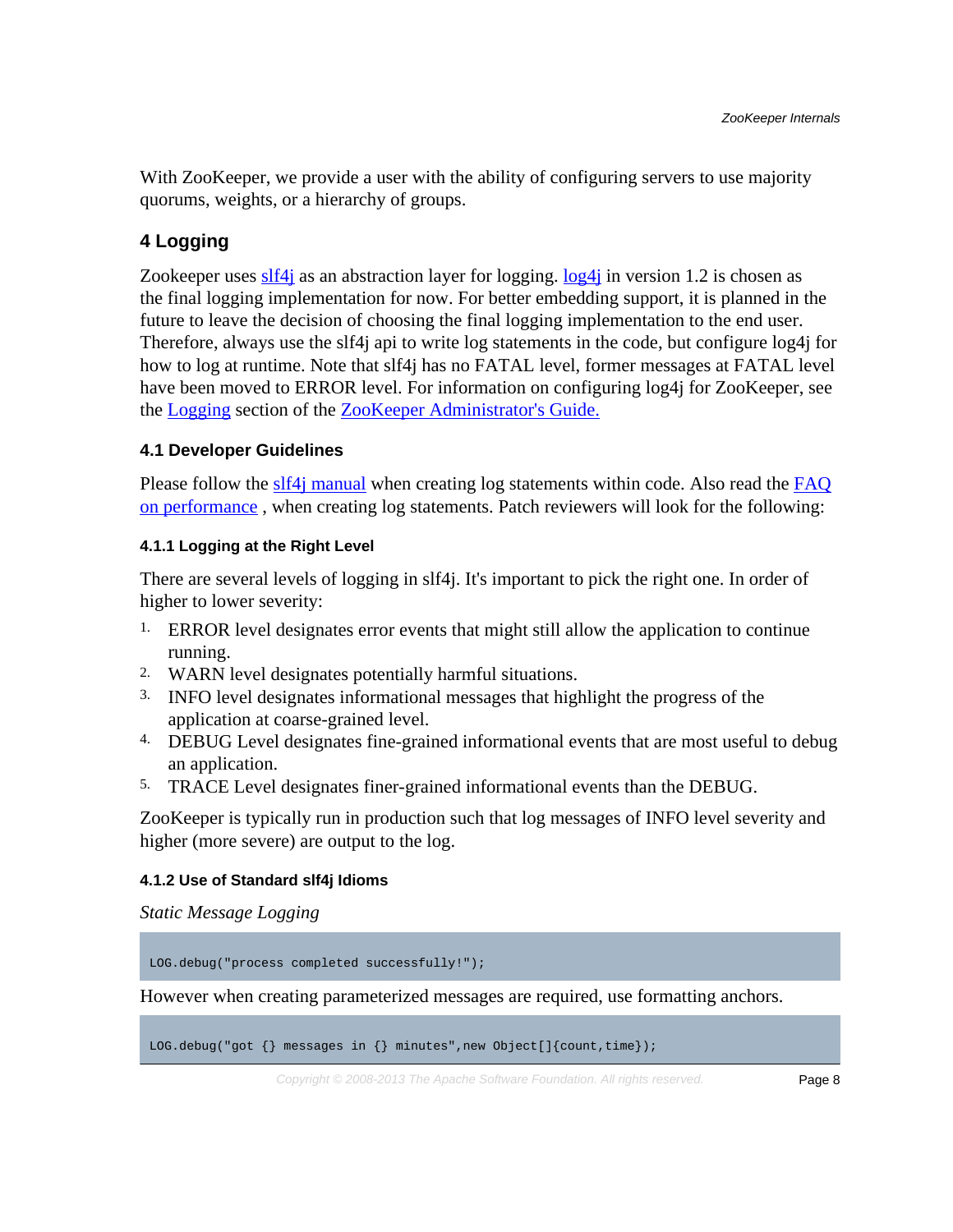With ZooKeeper, we provide a user with the ability of configuring servers to use majority quorums, weights, or a hierarchy of groups.

## 4 Logging

Zookeeper uses slf4j as an abstraction layer for logging. log4j in version 1.2 is chosen as the final logging implementation for now. For better embedding support, it is planned in the future to leave the decision of choosing the final logging implementation to the end user. Therefore, always use the slf4j api to write log statements in the code, but configure log4j for how to log at runtime. Note that slf4j has no FATAL level, former messages at FATAL level have been moved to ERROR level. For information on configuring log4j for ZooKeeper, see the Logging section of the ZooKeeper Administrator's Guide.

### 4.1 Developer Guidelines

Please follow the slf4j manual when creating log statements within code. Also read the FAQ on performance , when creating log statements. Patch reviewers will look for the following:

#### 4.1.1 Logging at the Right Level

There are several levels of logging in slf4j. It's important to pick the right one. In order of higher to lower severity:

1. ERROR level designates error events that might still allow the application to continue running.
2. WARN level designates potentially harmful situations.
3. INFO level designates informational messages that highlight the progress of the application at coarse-grained level.
4. DEBUG Level designates fine-grained informational events that are most useful to debug an application.
5. TRACE Level designates finer-grained informational events than the DEBUG.

ZooKeeper is typically run in production such that log messages of INFO level severity and higher (more severe) are output to the log.

#### 4.1.2 Use of Standard slf4j Idioms

*Static Message Logging*

```
LOG.debug("process completed successfully!");
```

However when creating parameterized messages are required, use formatting anchors.

```
LOG.debug("got {} messages in {} minutes",new Object[]{count,time});
```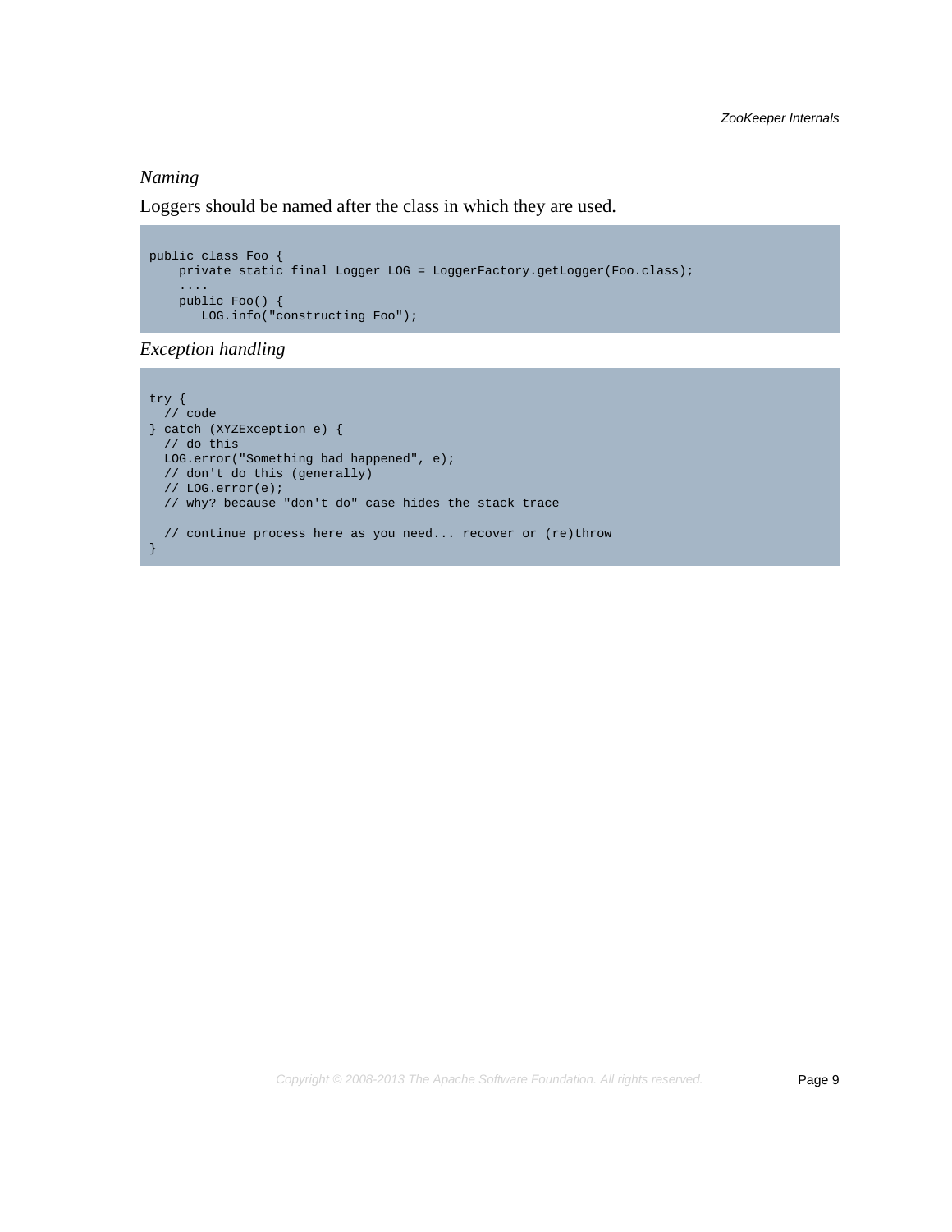*Naming*

Loggers should be named after the class in which they are used.

```
public class Foo {
    private static final Logger LOG = LoggerFactory.getLogger(Foo.class);
    ....
    public Foo() {
       LOG.info("constructing Foo");
```

*Exception handling*

```
try {
  // code
} catch (XYZException e) {
  // do this
  LOG.error("Something bad happened", e);
  // don't do this (generally)
  // LOG.error(e);
  // why? because "don't do" case hides the stack trace

  // continue process here as you need... recover or (re)throw
}
```